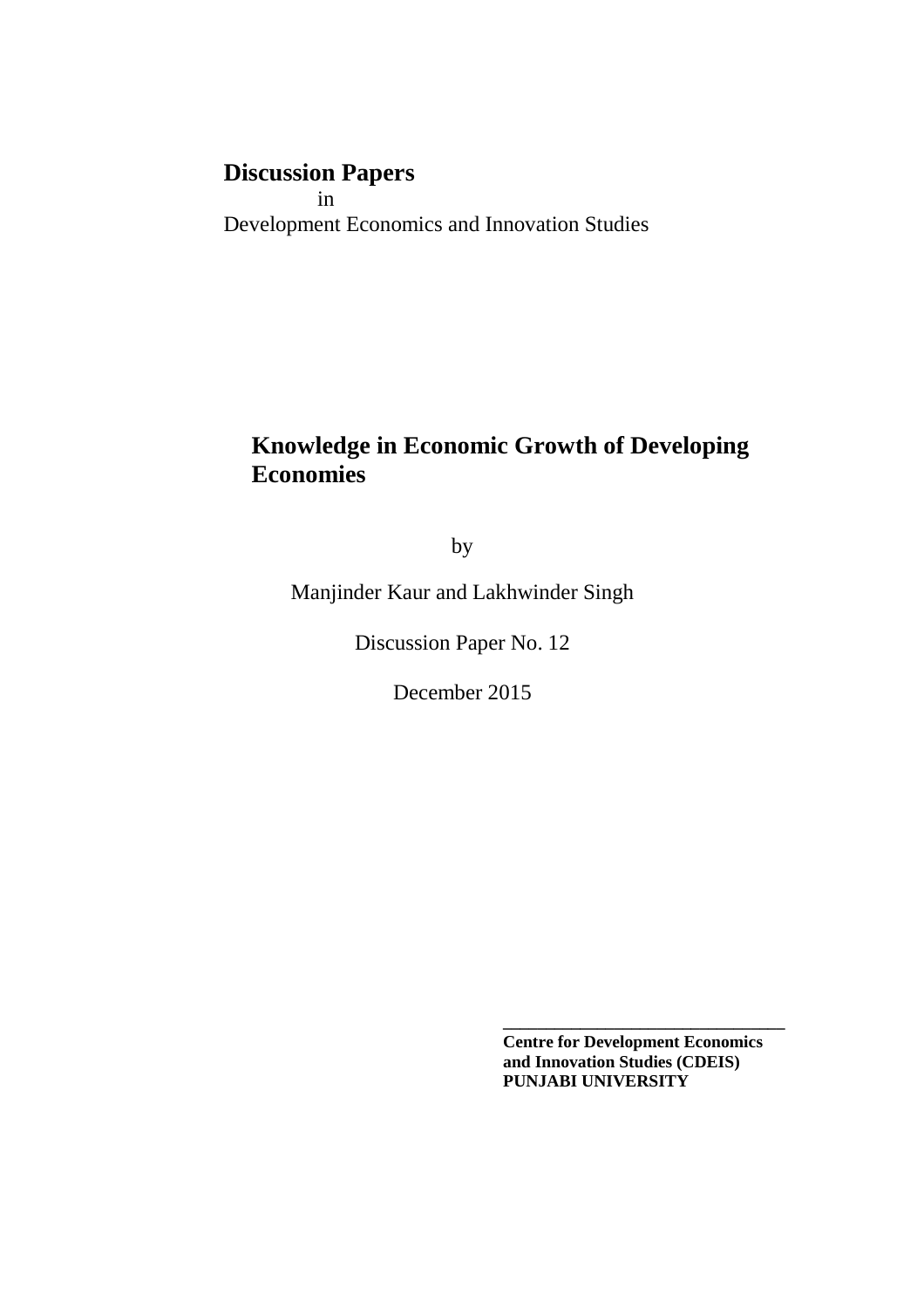**Discussion Papers**

in

Development Economics and Innovation Studies

# Knowledge in Economic Growth of Developing Economies

by

Manjinder Kaur and Lakhwinder Singh

Discussion Paper No. 12

December 2015

---

**Centre for Development Economics and Innovation Studies (CDEIS)**
**PUNJABI UNIVERSITY**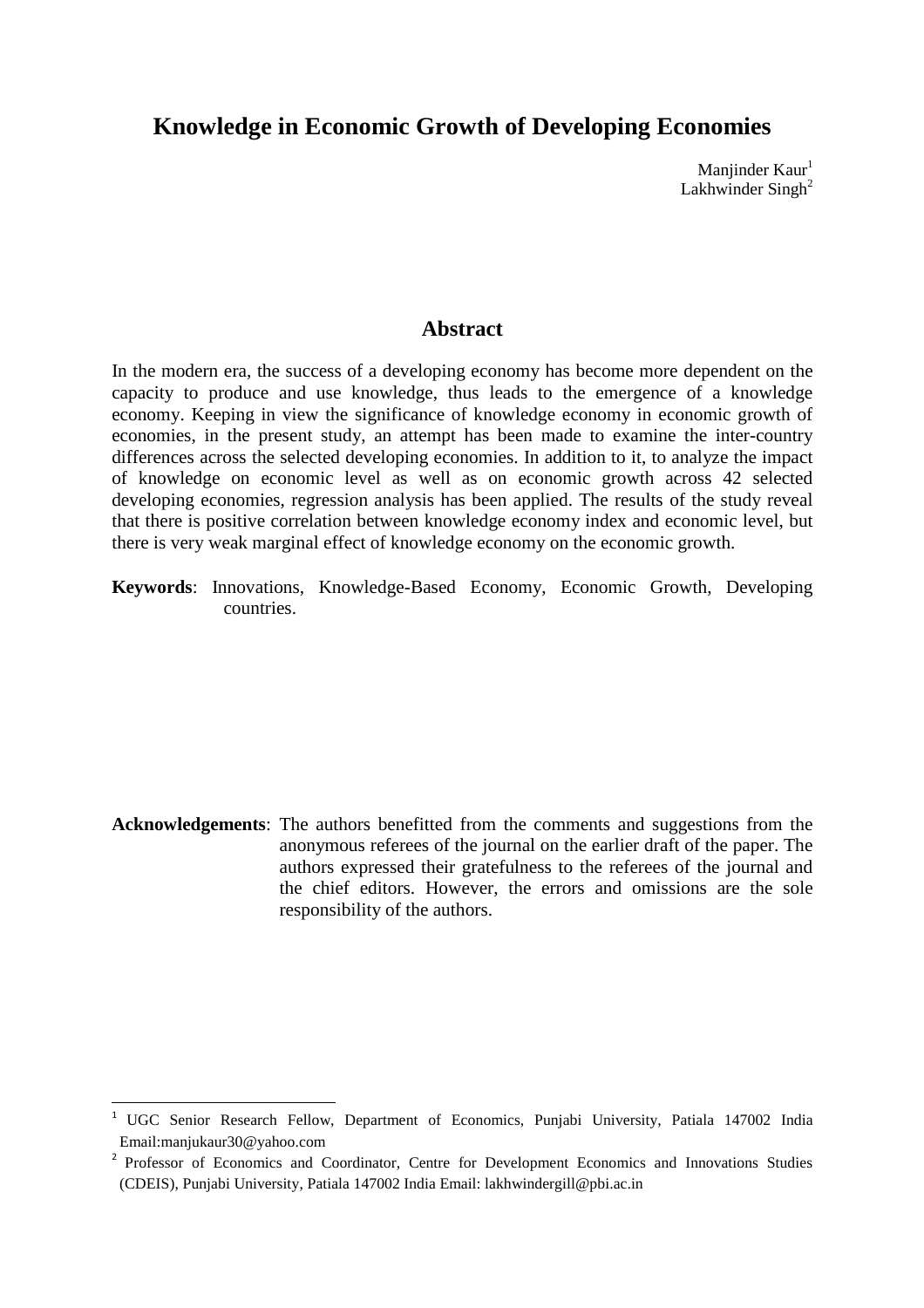# Knowledge in Economic Growth of Developing Economies

Manjinder Kaur[1]
Lakhwinder Singh[2]

## Abstract

In the modern era, the success of a developing economy has become more dependent on the capacity to produce and use knowledge, thus leads to the emergence of a knowledge economy. Keeping in view the significance of knowledge economy in economic growth of economies, in the present study, an attempt has been made to examine the inter-country differences across the selected developing economies. In addition to it, to analyze the impact of knowledge on economic level as well as on economic growth across 42 selected developing economies, regression analysis has been applied. The results of the study reveal that there is positive correlation between knowledge economy index and economic level, but there is very weak marginal effect of knowledge economy on the economic growth.

**Keywords**: Innovations, Knowledge-Based Economy, Economic Growth, Developing countries.

**Acknowledgements**: The authors benefitted from the comments and suggestions from the anonymous referees of the journal on the earlier draft of the paper. The authors expressed their gratefulness to the referees of the journal and the chief editors. However, the errors and omissions are the sole responsibility of the authors.

---

[1] UGC Senior Research Fellow, Department of Economics, Punjabi University, Patiala 147002 India Email:manjukaur30@yahoo.com

[2] Professor of Economics and Coordinator, Centre for Development Economics and Innovations Studies (CDEIS), Punjabi University, Patiala 147002 India Email: lakhwindergill@pbi.ac.in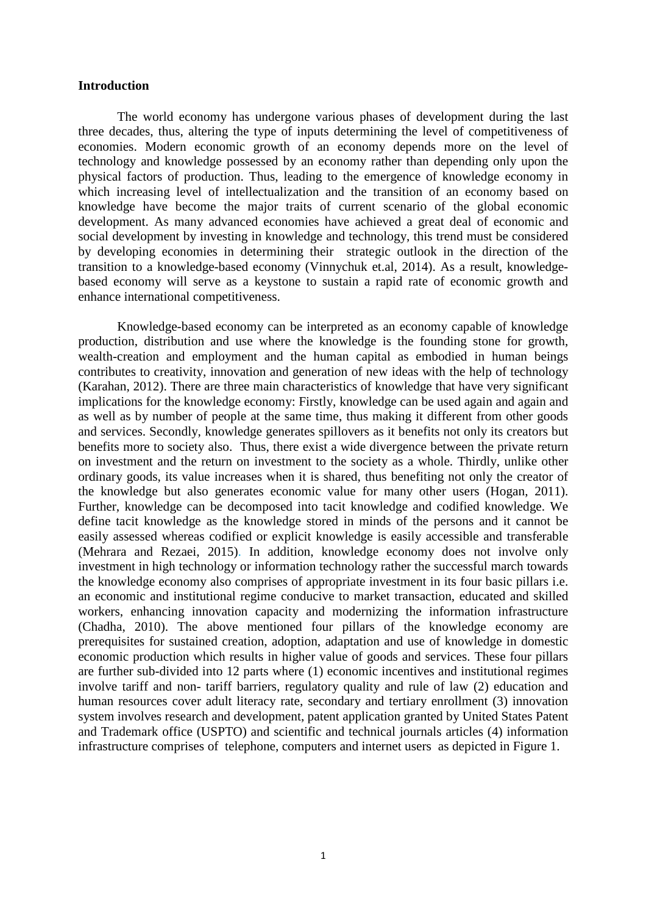**Introduction**

The world economy has undergone various phases of development during the last three decades, thus, altering the type of inputs determining the level of competitiveness of economies. Modern economic growth of an economy depends more on the level of technology and knowledge possessed by an economy rather than depending only upon the physical factors of production. Thus, leading to the emergence of knowledge economy in which increasing level of intellectualization and the transition of an economy based on knowledge have become the major traits of current scenario of the global economic development. As many advanced economies have achieved a great deal of economic and social development by investing in knowledge and technology, this trend must be considered by developing economies in determining their strategic outlook in the direction of the transition to a knowledge-based economy (Vinnychuk et.al, 2014). As a result, knowledge-based economy will serve as a keystone to sustain a rapid rate of economic growth and enhance international competitiveness.

Knowledge-based economy can be interpreted as an economy capable of knowledge production, distribution and use where the knowledge is the founding stone for growth, wealth-creation and employment and the human capital as embodied in human beings contributes to creativity, innovation and generation of new ideas with the help of technology (Karahan, 2012). There are three main characteristics of knowledge that have very significant implications for the knowledge economy: Firstly, knowledge can be used again and again and as well as by number of people at the same time, thus making it different from other goods and services. Secondly, knowledge generates spillovers as it benefits not only its creators but benefits more to society also. Thus, there exist a wide divergence between the private return on investment and the return on investment to the society as a whole. Thirdly, unlike other ordinary goods, its value increases when it is shared, thus benefiting not only the creator of the knowledge but also generates economic value for many other users (Hogan, 2011). Further, knowledge can be decomposed into tacit knowledge and codified knowledge. We define tacit knowledge as the knowledge stored in minds of the persons and it cannot be easily assessed whereas codified or explicit knowledge is easily accessible and transferable (Mehrara and Rezaei, 2015). In addition, knowledge economy does not involve only investment in high technology or information technology rather the successful march towards the knowledge economy also comprises of appropriate investment in its four basic pillars i.e. an economic and institutional regime conducive to market transaction, educated and skilled workers, enhancing innovation capacity and modernizing the information infrastructure (Chadha, 2010). The above mentioned four pillars of the knowledge economy are prerequisites for sustained creation, adoption, adaptation and use of knowledge in domestic economic production which results in higher value of goods and services. These four pillars are further sub-divided into 12 parts where (1) economic incentives and institutional regimes involve tariff and non- tariff barriers, regulatory quality and rule of law (2) education and human resources cover adult literacy rate, secondary and tertiary enrollment (3) innovation system involves research and development, patent application granted by United States Patent and Trademark office (USPTO) and scientific and technical journals articles (4) information infrastructure comprises of telephone, computers and internet users as depicted in Figure 1.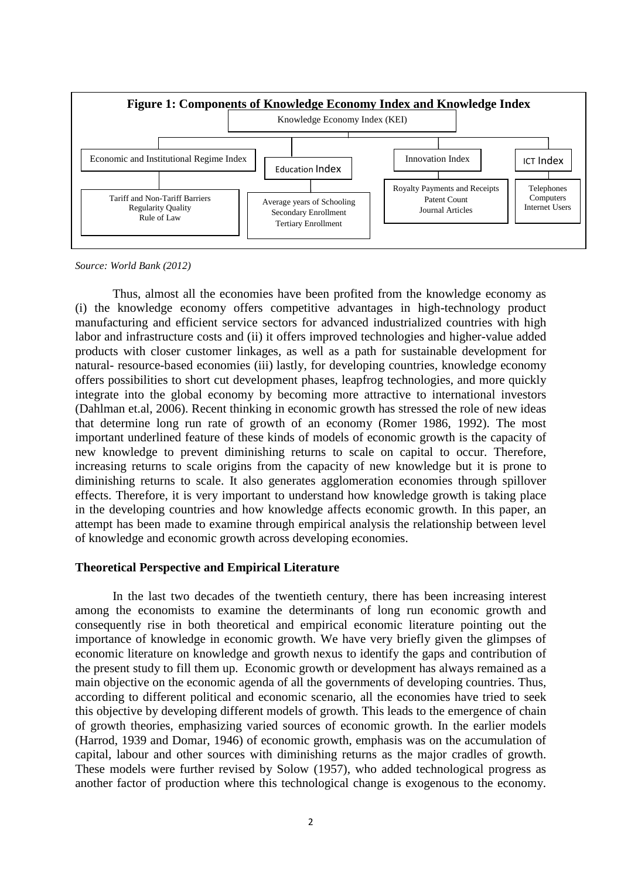**Figure 1: Components of Knowledge Economy Index and Knowledge Index**

Knowledge Economy Index (KEI)

- Economic and Institutional Regime Index
  - Tariff and Non-Tariff Barriers
  - Regularity Quality
  - Rule of Law
- Education Index
  - Average years of Schooling
  - Secondary Enrollment
  - Tertiary Enrollment
- Innovation Index
  - Royalty Payments and Receipts
  - Patent Count
  - Journal Articles
- ICT Index
  - Telephones
  - Computers
  - Internet Users

*Source: World Bank (2012)*

Thus, almost all the economies have been profited from the knowledge economy as (i) the knowledge economy offers competitive advantages in high-technology product manufacturing and efficient service sectors for advanced industrialized countries with high labor and infrastructure costs and (ii) it offers improved technologies and higher-value added products with closer customer linkages, as well as a path for sustainable development for natural- resource-based economies (iii) lastly, for developing countries, knowledge economy offers possibilities to short cut development phases, leapfrog technologies, and more quickly integrate into the global economy by becoming more attractive to international investors (Dahlman et.al, 2006). Recent thinking in economic growth has stressed the role of new ideas that determine long run rate of growth of an economy (Romer 1986, 1992). The most important underlined feature of these kinds of models of economic growth is the capacity of new knowledge to prevent diminishing returns to scale on capital to occur. Therefore, increasing returns to scale origins from the capacity of new knowledge but it is prone to diminishing returns to scale. It also generates agglomeration economies through spillover effects. Therefore, it is very important to understand how knowledge growth is taking place in the developing countries and how knowledge affects economic growth. In this paper, an attempt has been made to examine through empirical analysis the relationship between level of knowledge and economic growth across developing economies.

## Theoretical Perspective and Empirical Literature

In the last two decades of the twentieth century, there has been increasing interest among the economists to examine the determinants of long run economic growth and consequently rise in both theoretical and empirical economic literature pointing out the importance of knowledge in economic growth. We have very briefly given the glimpses of economic literature on knowledge and growth nexus to identify the gaps and contribution of the present study to fill them up. Economic growth or development has always remained as a main objective on the economic agenda of all the governments of developing countries. Thus, according to different political and economic scenario, all the economies have tried to seek this objective by developing emphasizing different models of growth. This leads to the emergence of chain of growth theories, emphasizing varied sources of economic growth. In the earlier models (Harrod, 1939 and Domar, 1946) of economic growth, emphasis was on the accumulation of capital, labour and other sources with diminishing returns as the major cradles of growth. These models were further revised by Solow (1957), who added technological progress as another factor of production where this technological change is exogenous to the economy.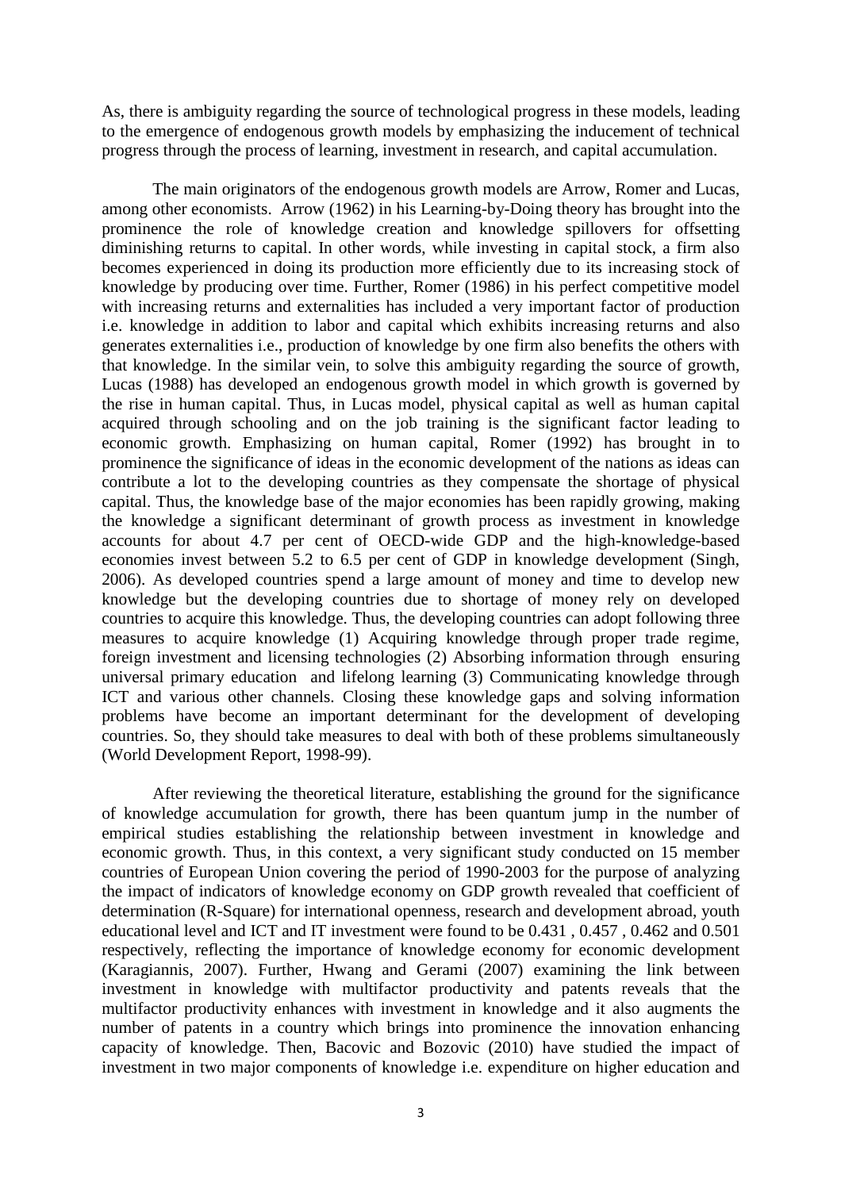As, there is ambiguity regarding the source of technological progress in these models, leading to the emergence of endogenous growth models by emphasizing the inducement of technical progress through the process of learning, investment in research, and capital accumulation.

The main originators of the endogenous growth models are Arrow, Romer and Lucas, among other economists. Arrow (1962) in his Learning-by-Doing theory has brought into the prominence the role of knowledge creation and knowledge spillovers for offsetting diminishing returns to capital. In other words, while investing in capital stock, a firm also becomes experienced in doing its production more efficiently due to its increasing stock of knowledge by producing over time. Further, Romer (1986) in his perfect competitive model with increasing returns and externalities has included a very important factor of production i.e. knowledge in addition to labor and capital which exhibits increasing returns and also generates externalities i.e., production of knowledge by one firm also benefits the others with that knowledge. In the similar vein, to solve this ambiguity regarding the source of growth, Lucas (1988) has developed an endogenous growth model in which growth is governed by the rise in human capital. Thus, in Lucas model, physical capital as well as human capital acquired through schooling and on the job training is the significant factor leading to economic growth. Emphasizing on human capital, Romer (1992) has brought in to prominence the significance of ideas in the economic development of the nations as ideas can contribute a lot to the developing countries as they compensate the shortage of physical capital. Thus, the knowledge base of the major economies has been rapidly growing, making the knowledge a significant determinant of growth process as investment in knowledge accounts for about 4.7 per cent of OECD-wide GDP and the high-knowledge-based economies invest between 5.2 to 6.5 per cent of GDP in knowledge development (Singh, 2006). As developed countries spend a large amount of money and time to develop new knowledge but the developing countries due to shortage of money rely on developed countries to acquire this knowledge. Thus, the developing countries can adopt following three measures to acquire knowledge (1) Acquiring knowledge through proper trade regime, foreign investment and licensing technologies (2) Absorbing information through ensuring universal primary education and lifelong learning (3) Communicating knowledge through ICT and various other channels. Closing these knowledge gaps and solving information problems have become an important determinant for the development of developing countries. So, they should take measures to deal with both of these problems simultaneously (World Development Report, 1998-99).

After reviewing the theoretical literature, establishing the ground for the significance of knowledge accumulation for growth, there has been quantum jump in the number of empirical studies establishing the relationship between investment in knowledge and economic growth. Thus, in this context, a very significant study conducted on 15 member countries of European Union covering the period of 1990-2003 for the purpose of analyzing the impact of indicators of knowledge economy on GDP growth revealed that coefficient of determination (R-Square) for international openness, research and development abroad, youth educational level and ICT and IT investment were found to be 0.431 , 0.457 , 0.462 and 0.501 respectively, reflecting the importance of knowledge economy for economic development (Karagiannis, 2007). Further, Hwang and Gerami (2007) examining the link between investment in knowledge with multifactor productivity and patents reveals that the multifactor productivity enhances with investment in knowledge and it also augments the number of patents in a country which brings into prominence the innovation enhancing capacity of knowledge. Then, Bacovic and Bozovic (2010) have studied the impact of investment in two major components of knowledge i.e. expenditure on higher education and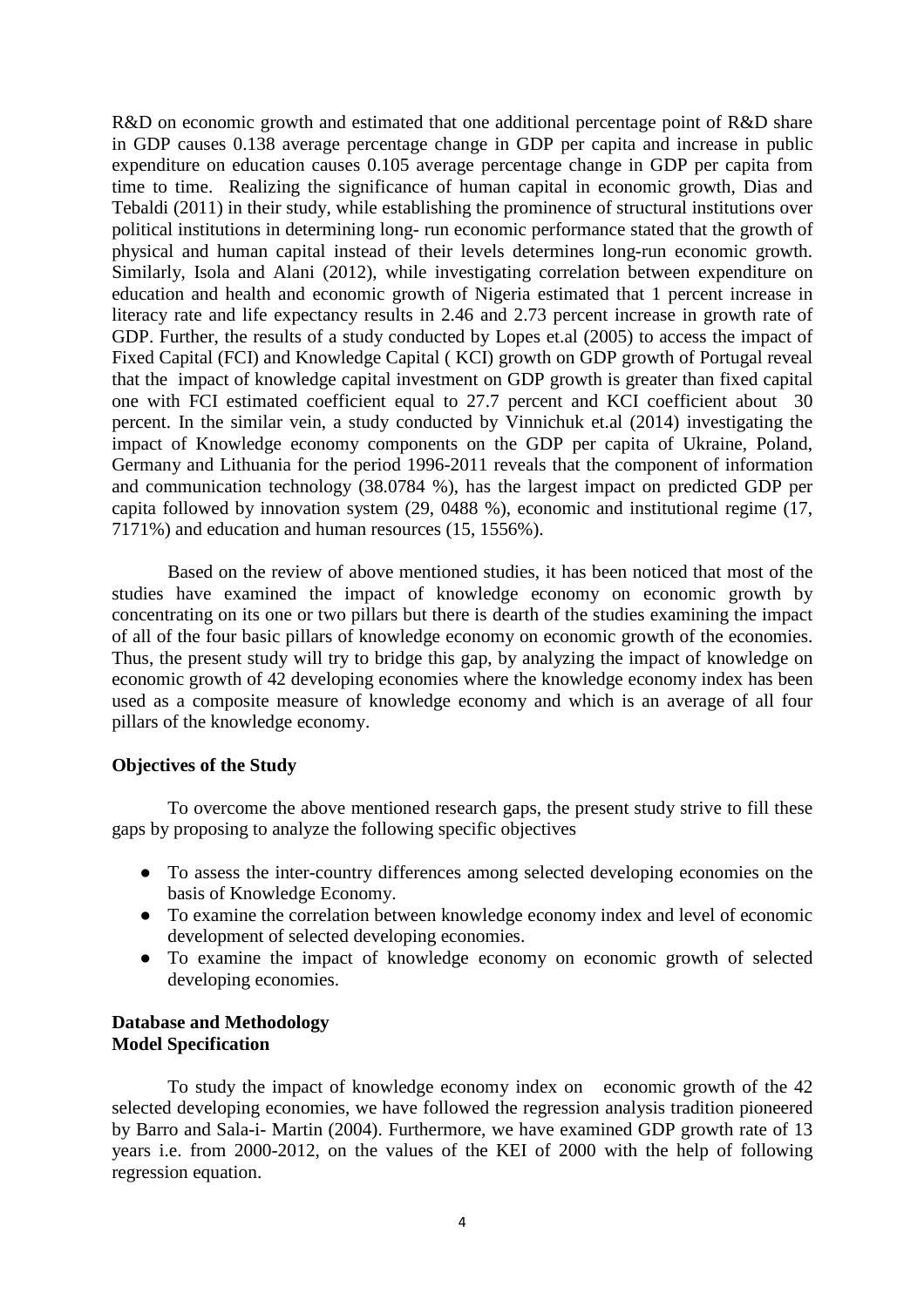R&D on economic growth and estimated that one additional percentage point of R&D share in GDP causes 0.138 average percentage change in GDP per capita and increase in public expenditure on education causes 0.105 average percentage change in GDP per capita from time to time. Realizing the significance of human capital in economic growth, Dias and Tebaldi (2011) in their study, while establishing the prominence of structural institutions over political institutions in determining long- run economic performance stated that the growth of physical and human capital instead of their levels determines long-run economic growth. Similarly, Isola and Alani (2012), while investigating correlation between expenditure on education and health and economic growth of Nigeria estimated that 1 percent increase in literacy rate and life expectancy results in 2.46 and 2.73 percent increase in growth rate of GDP. Further, the results of a study conducted by Lopes et.al (2005) to access the impact of Fixed Capital (FCI) and Knowledge Capital ( KCI) growth on GDP growth of Portugal reveal that the impact of knowledge capital investment on GDP growth is greater than fixed capital one with FCI estimated coefficient equal to 27.7 percent and KCI coefficient about 30 percent. In the similar vein, a study conducted by Vinnichuk et.al (2014) investigating the impact of Knowledge economy components on the GDP per capita of Ukraine, Poland, Germany and Lithuania for the period 1996-2011 reveals that the component of information and communication technology (38.0784 %), has the largest impact on predicted GDP per capita followed by innovation system (29, 0488 %), economic and institutional regime (17, 7171%) and education and human resources (15, 1556%).

Based on the review of above mentioned studies, it has been noticed that most of the studies have examined the impact of knowledge economy on economic growth by concentrating on its one or two pillars but there is dearth of the studies examining the impact of all of the four basic pillars of knowledge economy on economic growth of the economies. Thus, the present study will try to bridge this gap, by analyzing the impact of knowledge on economic growth of 42 developing economies where the knowledge economy index has been used as a composite measure of knowledge economy and which is an average of all four pillars of the knowledge economy.

**Objectives of the Study**

To overcome the above mentioned research gaps, the present study strive to fill these gaps by proposing to analyze the following specific objectives

- To assess the inter-country differences among selected developing economies on the basis of Knowledge Economy.
- To examine the correlation between knowledge economy index and level of economic development of selected developing economies.
- To examine the impact of knowledge economy on economic growth of selected developing economies.

**Database and Methodology**
**Model Specification**

To study the impact of knowledge economy index on economic growth of the 42 selected developing economies, we have followed the regression analysis tradition pioneered by Barro and Sala-i- Martin (2004). Furthermore, we have examined GDP growth rate of 13 years i.e. from 2000-2012, on the values of the KEI of 2000 with the help of following regression equation.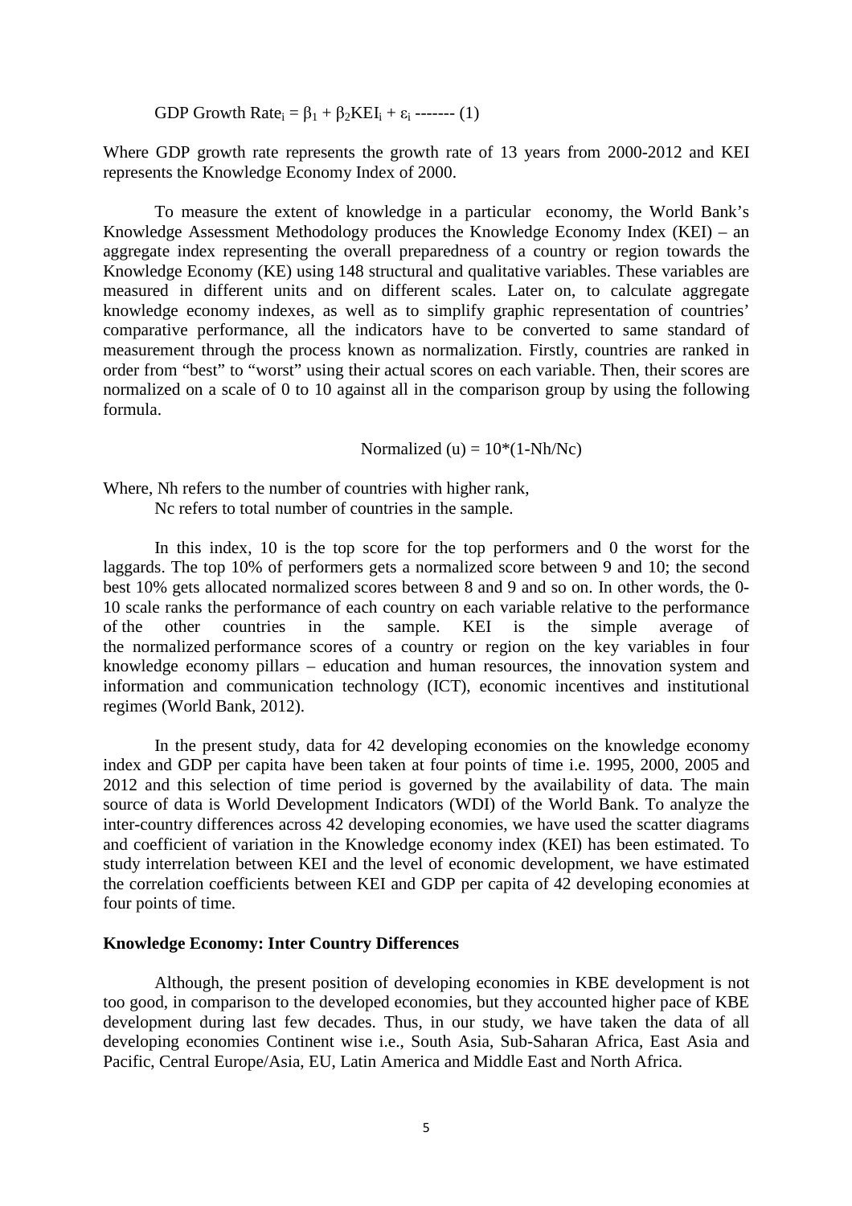$$\text{GDP Growth Rate}_i = \beta_1 + \beta_2 \text{KEI}_i + \varepsilon_i \text{ ------- (1)}$$

Where GDP growth rate represents the growth rate of 13 years from 2000-2012 and KEI represents the Knowledge Economy Index of 2000.

To measure the extent of knowledge in a particular economy, the World Bank's Knowledge Assessment Methodology produces the Knowledge Economy Index (KEI) – an aggregate index representing the overall preparedness of a country or region towards the Knowledge Economy (KE) using 148 structural and qualitative variables. These variables are measured in different units and on different scales. Later on, to calculate aggregate knowledge economy indexes, as well as to simplify graphic representation of countries' comparative performance, all the indicators have to be converted to same standard of measurement through the process known as normalization. Firstly, countries are ranked in order from "best" to "worst" using their actual scores on each variable. Then, their scores are normalized on a scale of 0 to 10 against all in the comparison group by using the following formula.

$$\text{Normalized (u)} = 10*(1-Nh/Nc)$$

Where, Nh refers to the number of countries with higher rank,
Nc refers to total number of countries in the sample.

In this index, 10 is the top score for the top performers and 0 the worst for the laggards. The top 10% of performers gets a normalized score between 9 and 10; the second best 10% gets allocated normalized scores between 8 and 9 and so on. In other words, the 0-10 scale ranks the performance of each country on each variable relative to the performance of the other countries in the sample. KEI is the simple average of the normalized performance scores of a country or region on the key variables in four knowledge economy pillars – education and human resources, the innovation system and information and communication technology (ICT), economic incentives and institutional regimes (World Bank, 2012).

In the present study, data for 42 developing economies on the knowledge economy index and GDP per capita have been taken at four points of time i.e. 1995, 2000, 2005 and 2012 and this selection of time period is governed by the availability of data. The main source of data is World Development Indicators (WDI) of the World Bank. To analyze the inter-country differences across 42 developing economies, we have used the scatter diagrams and coefficient of variation in the Knowledge economy index (KEI) has been estimated. To study interrelation between KEI and the level of economic development, we have estimated the correlation coefficients between KEI and GDP per capita of 42 developing economies at four points of time.

**Knowledge Economy: Inter Country Differences**

Although, the present position of developing economies in KBE development is not too good, in comparison to the developed economies, but they accounted higher pace of KBE development during last few decades. Thus, in our study, we have taken the data of all developing economies Continent wise i.e., South Asia, Sub-Saharan Africa, East Asia and Pacific, Central Europe/Asia, EU, Latin America and Middle East and North Africa.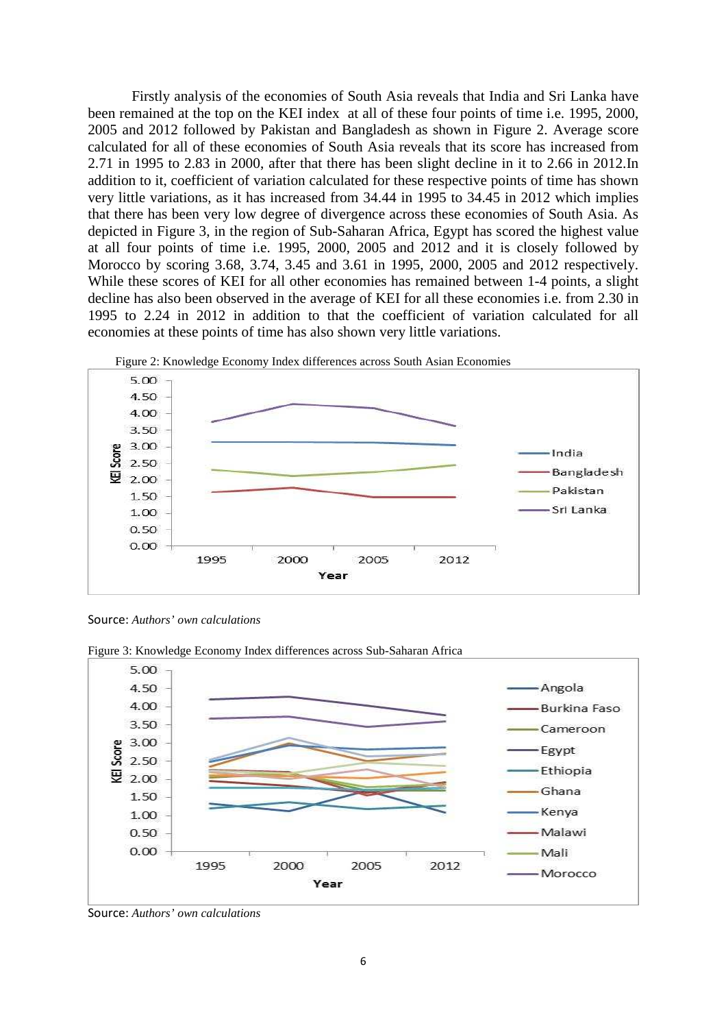Firstly analysis of the economies of South Asia reveals that India and Sri Lanka have been remained at the top on the KEI index at all of these four points of time i.e. 1995, 2000, 2005 and 2012 followed by Pakistan and Bangladesh as shown in Figure 2. Average score calculated for all of these economies of South Asia reveals that its score has increased from 2.71 in 1995 to 2.83 in 2000, after that there has been slight decline in it to 2.66 in 2012.In addition to it, coefficient of variation calculated for these respective points of time has shown very little variations, as it has increased from 34.44 in 1995 to 34.45 in 2012 which implies that there has been very low degree of divergence across these economies of South Asia. As depicted in Figure 3, in the region of Sub-Saharan Africa, Egypt has scored the highest value at all four points of time i.e. 1995, 2000, 2005 and 2012 and it is closely followed by Morocco by scoring 3.68, 3.74, 3.45 and 3.61 in 1995, 2000, 2005 and 2012 respectively. While these scores of KEI for all other economies has remained between 1-4 points, a slight decline has also been observed in the average of KEI for all these economies i.e. from 2.30 in 1995 to 2.24 in 2012 in addition to that the coefficient of variation calculated for all economies at these points of time has also shown very little variations.

Figure 2: Knowledge Economy Index differences across South Asian Economies

Source: *Authors' own calculations*

Figure 3: Knowledge Economy Index differences across Sub-Saharan Africa

Source: *Authors' own calculations*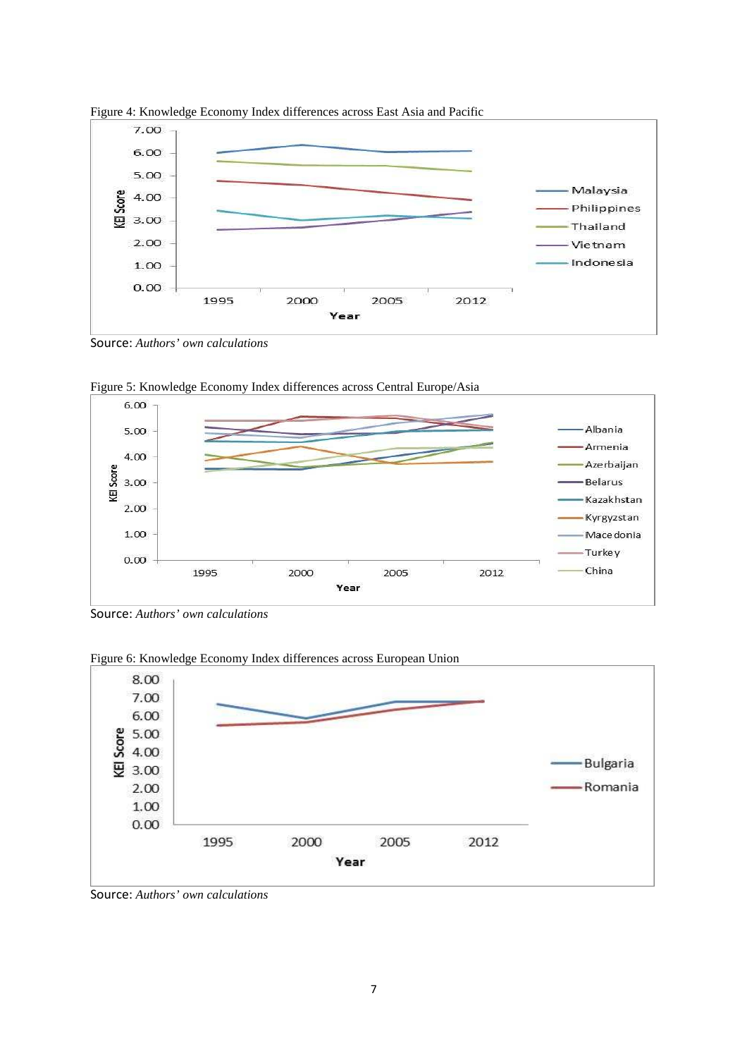Figure 4: Knowledge Economy Index differences across East Asia and Pacific

Source: *Authors' own calculations*

Figure 5: Knowledge Economy Index differences across Central Europe/Asia

Source: *Authors' own calculations*

Figure 6: Knowledge Economy Index differences across European Union

Source: *Authors' own calculations*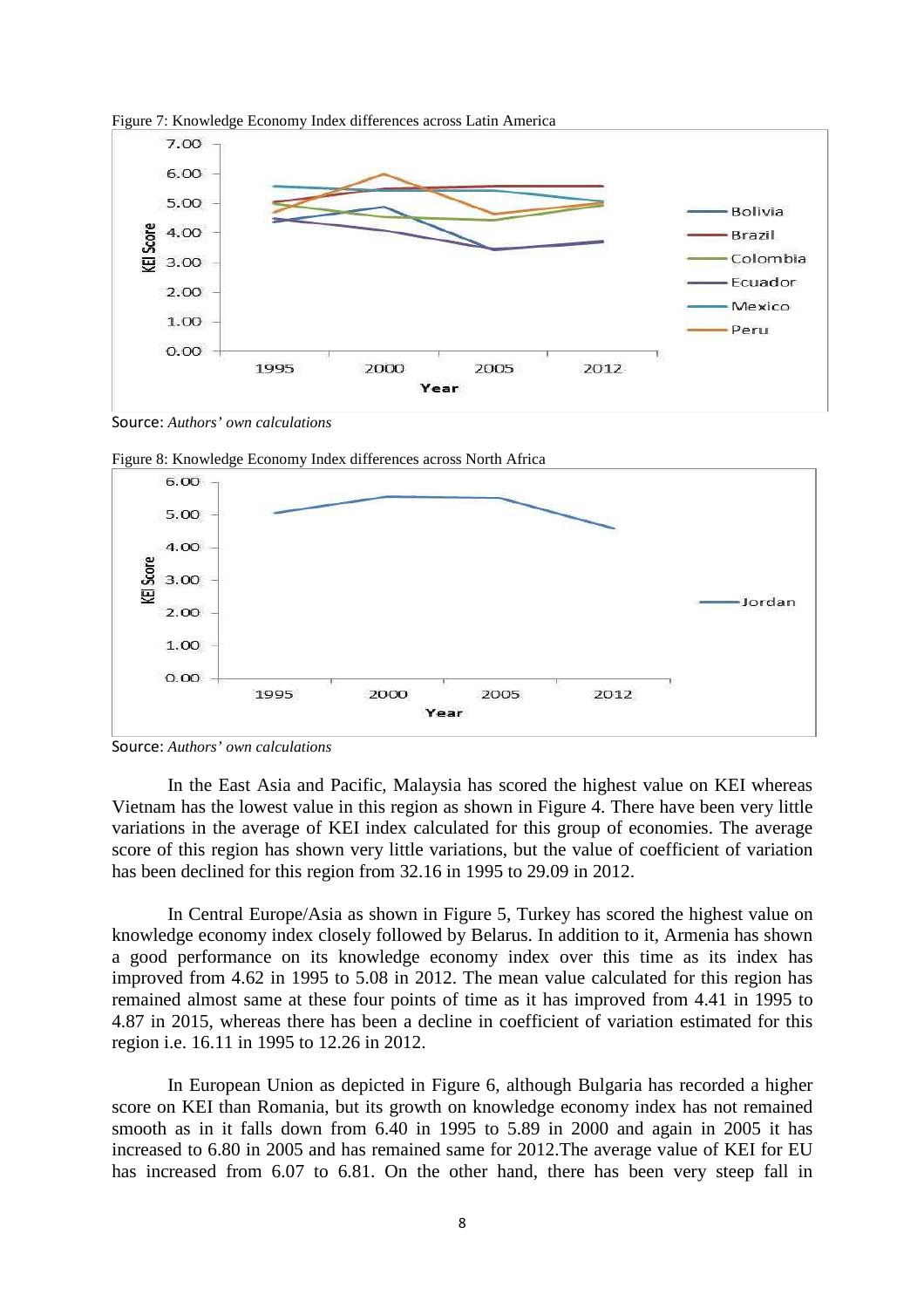Figure 7: Knowledge Economy Index differences across Latin America

Source: *Authors' own calculations*

Figure 8: Knowledge Economy Index differences across North Africa

Source: *Authors' own calculations*

In the East Asia and Pacific, Malaysia has scored the highest value on KEI whereas Vietnam has the lowest value in this region as shown in Figure 4. There have been very little variations in the average of KEI index calculated for this group of economies. The average score of this region has shown very little variations, but the value of coefficient of variation has been declined for this region from 32.16 in 1995 to 29.09 in 2012.

In Central Europe/Asia as shown in Figure 5, Turkey has scored the highest value on knowledge economy index closely followed by Belarus. In addition to it, Armenia has shown a good performance on its knowledge economy index over this time as its index has improved from 4.62 in 1995 to 5.08 in 2012. The mean value calculated for this region has remained almost same at these four points of time as it has improved from 4.41 in 1995 to 4.87 in 2015, whereas there has been a decline in coefficient of variation estimated for this region i.e. 16.11 in 1995 to 12.26 in 2012.

In European Union as depicted in Figure 6, although Bulgaria has recorded a higher score on KEI than Romania, but its growth on knowledge economy index has not remained smooth as in it falls down from 6.40 in 1995 to 5.89 in 2000 and again in 2005 it has increased to 6.80 in 2005 and has remained same for 2012.The average value of KEI for EU has increased from 6.07 to 6.81. On the other hand, there has been very steep fall in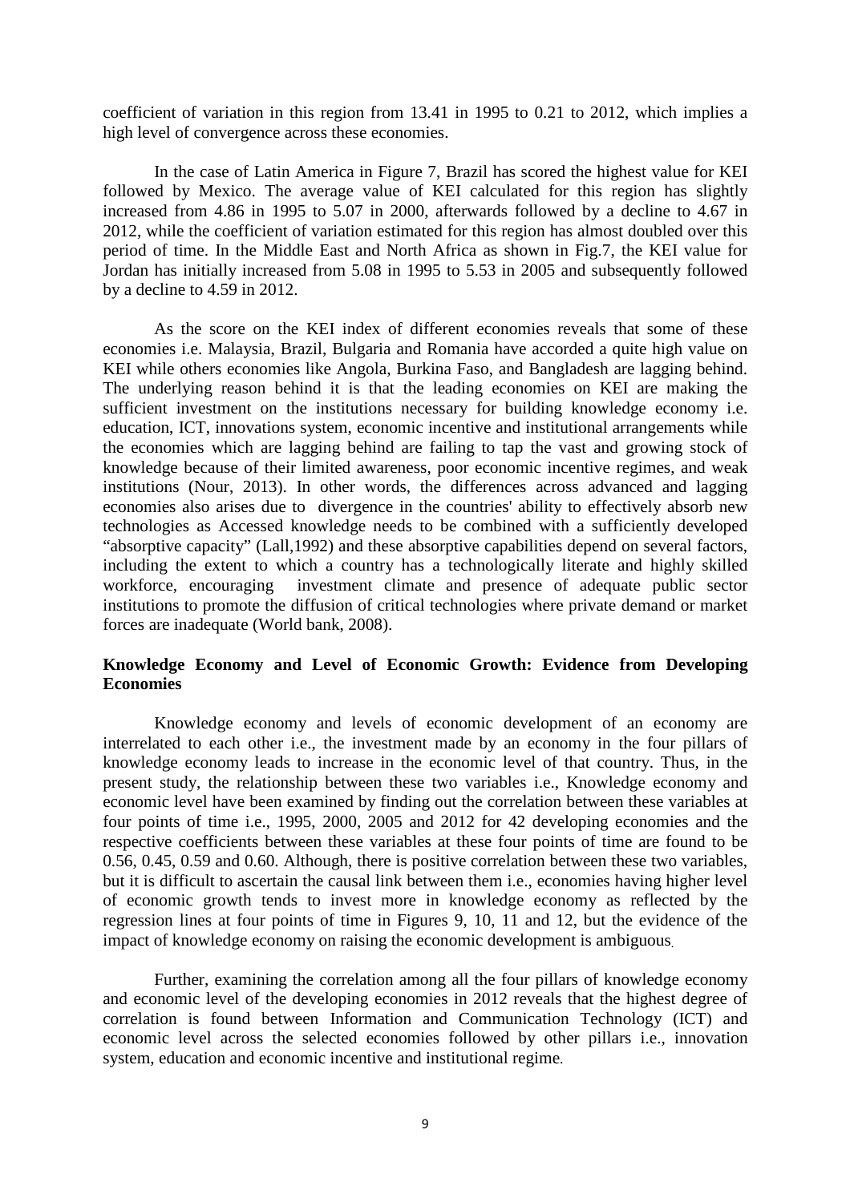coefficient of variation in this region from 13.41 in 1995 to 0.21 to 2012, which implies a high level of convergence across these economies.

In the case of Latin America in Figure 7, Brazil has scored the highest value for KEI followed by Mexico. The average value of KEI calculated for this region has slightly increased from 4.86 in 1995 to 5.07 in 2000, afterwards followed by a decline to 4.67 in 2012, while the coefficient of variation estimated for this region has almost doubled over this period of time. In the Middle East and North Africa as shown in Fig.7, the KEI value for Jordan has initially increased from 5.08 in 1995 to 5.53 in 2005 and subsequently followed by a decline to 4.59 in 2012.

As the score on the KEI index of different economies reveals that some of these economies i.e. Malaysia, Brazil, Bulgaria and Romania have accorded a quite high value on KEI while others economies like Angola, Burkina Faso, and Bangladesh are lagging behind. The underlying reason behind it is that the leading economies on KEI are making the sufficient investment on the institutions necessary for building knowledge economy i.e. education, ICT, innovations system, economic incentive and institutional arrangements while the economies which are lagging behind are failing to tap the vast and growing stock of knowledge because of their limited awareness, poor economic incentive regimes, and weak institutions (Nour, 2013). In other words, the differences across advanced and lagging economies also arises due to divergence in the countries' ability to effectively absorb new technologies as Accessed knowledge needs to be combined with a sufficiently developed "absorptive capacity" (Lall,1992) and these absorptive capabilities depend on several factors, including the extent to which a country has a technologically literate and highly skilled workforce, encouraging investment climate and presence of adequate public sector institutions to promote the diffusion of critical technologies where private demand or market forces are inadequate (World bank, 2008).

**Knowledge Economy and Level of Economic Growth: Evidence from Developing Economies**

Knowledge economy and levels of economic development of an economy are interrelated to each other i.e., the investment made by an economy in the four pillars of knowledge economy leads to increase in the economic level of that country. Thus, in the present study, the relationship between these two variables i.e., Knowledge economy and economic level have been examined by finding out the correlation between these variables at four points of time i.e., 1995, 2000, 2005 and 2012 for 42 developing economies and the respective coefficients between these variables at these four points of time are found to be 0.56, 0.45, 0.59 and 0.60. Although, there is positive correlation between these two variables, but it is difficult to ascertain the causal link between them i.e., economies having higher level of economic growth tends to invest more in knowledge economy as reflected by the regression lines at four points of time in Figures 9, 10, 11 and 12, but the evidence of the impact of knowledge economy on raising the economic development is ambiguous.

Further, examining the correlation among all the four pillars of knowledge economy and economic level of the developing economies in 2012 reveals that the highest degree of correlation is found between Information and Communication Technology (ICT) and economic level across the selected economies followed by other pillars i.e., innovation system, education and economic incentive and institutional regime.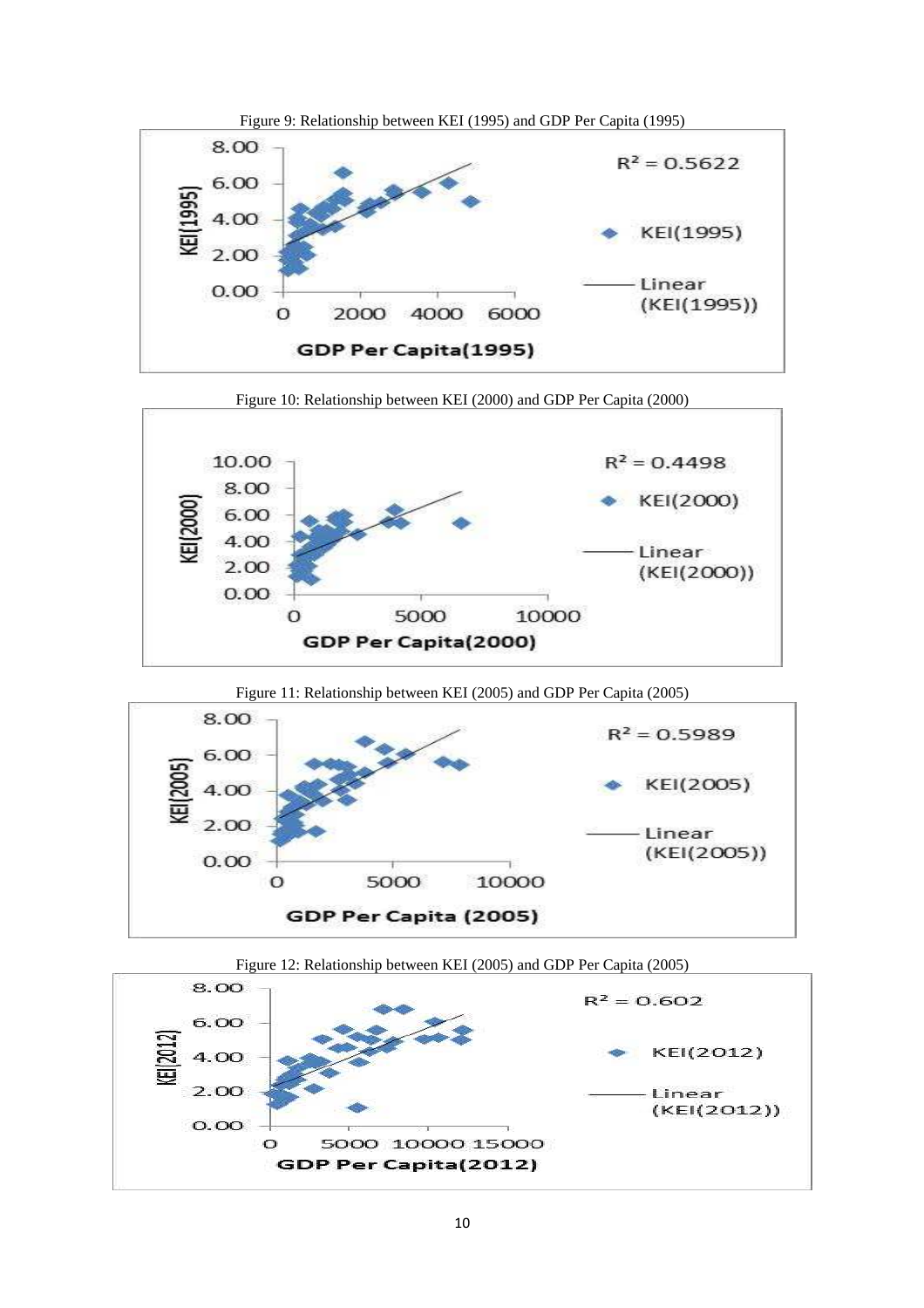Figure 9: Relationship between KEI (1995) and GDP Per Capita (1995)

Figure 10: Relationship between KEI (2000) and GDP Per Capita (2000)

Figure 11: Relationship between KEI (2005) and GDP Per Capita (2005)

Figure 12: Relationship between KEI (2005) and GDP Per Capita (2005)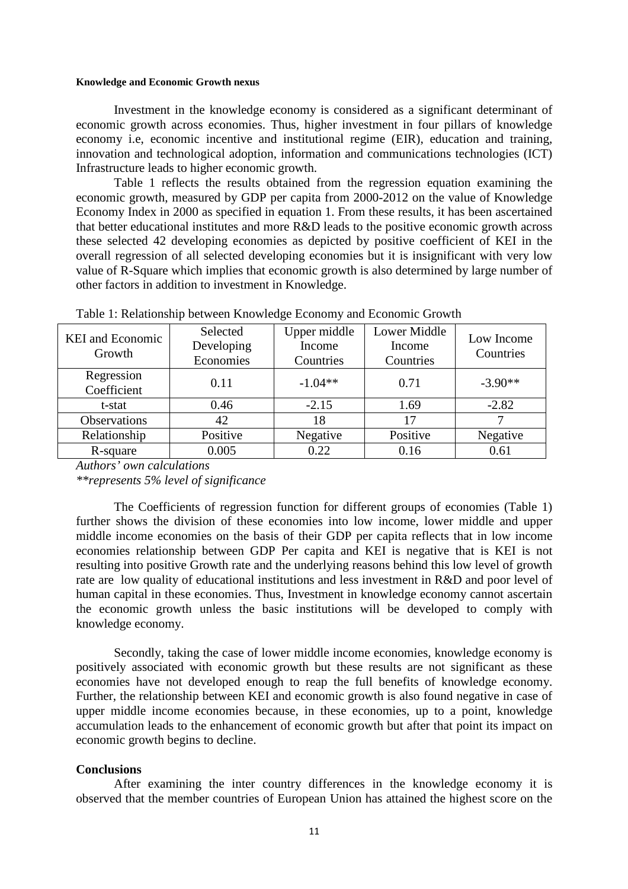#### Knowledge and Economic Growth nexus

Investment in the knowledge economy is considered as a significant determinant of economic growth across economies. Thus, higher investment in four pillars of knowledge economy i.e, economic incentive and institutional regime (EIR), education and training, innovation and technological adoption, information and communications technologies (ICT) Infrastructure leads to higher economic growth.

Table 1 reflects the results obtained from the regression equation examining the economic growth, measured by GDP per capita from 2000-2012 on the value of Knowledge Economy Index in 2000 as specified in equation 1. From these results, it has been ascertained that better educational institutes and more R&D leads to the positive economic growth across these selected 42 developing economies as depicted by positive coefficient of KEI in the overall regression of all selected developing economies but it is insignificant with very low value of R-Square which implies that economic growth is also determined by large number of other factors in addition to investment in Knowledge.

Table 1: Relationship between Knowledge Economy and Economic Growth

| KEI and Economic Growth | Selected Developing Economies | Upper middle Income Countries | Lower Middle Income Countries | Low Income Countries |
|---|---|---|---|---|
| Regression Coefficient | 0.11 | -1.04** | 0.71 | -3.90** |
| t-stat | 0.46 | -2.15 | 1.69 | -2.82 |
| Observations | 42 | 18 | 17 | 7 |
| Relationship | Positive | Negative | Positive | Negative |
| R-square | 0.005 | 0.22 | 0.16 | 0.61 |

*Authors' own calculations*

*\*\*represents 5% level of significance*

The Coefficients of regression function for different groups of economies (Table 1) further shows the division of these economies into low income, lower middle and upper middle income economies on the basis of their GDP per capita reflects that in low income economies relationship between GDP Per capita and KEI is negative that is KEI is not resulting into positive Growth rate and the underlying reasons behind this low level of growth rate are low quality of educational institutions and less investment in R&D and poor level of human capital in these economies. Thus, Investment in knowledge economy cannot ascertain the economic growth unless the basic institutions will be developed to comply with knowledge economy.

Secondly, taking the case of lower middle income economies, knowledge economy is positively associated with economic growth but these results are not significant as these economies have not developed enough to reap the full benefits of knowledge economy. Further, the relationship between KEI and economic growth is also found negative in case of upper middle income economies because, in these economies, up to a point, knowledge accumulation leads to the enhancement of economic growth but after that point its impact on economic growth begins to decline.

### Conclusions

After examining the inter country differences in the knowledge economy it is observed that the member countries of European Union has attained the highest score on the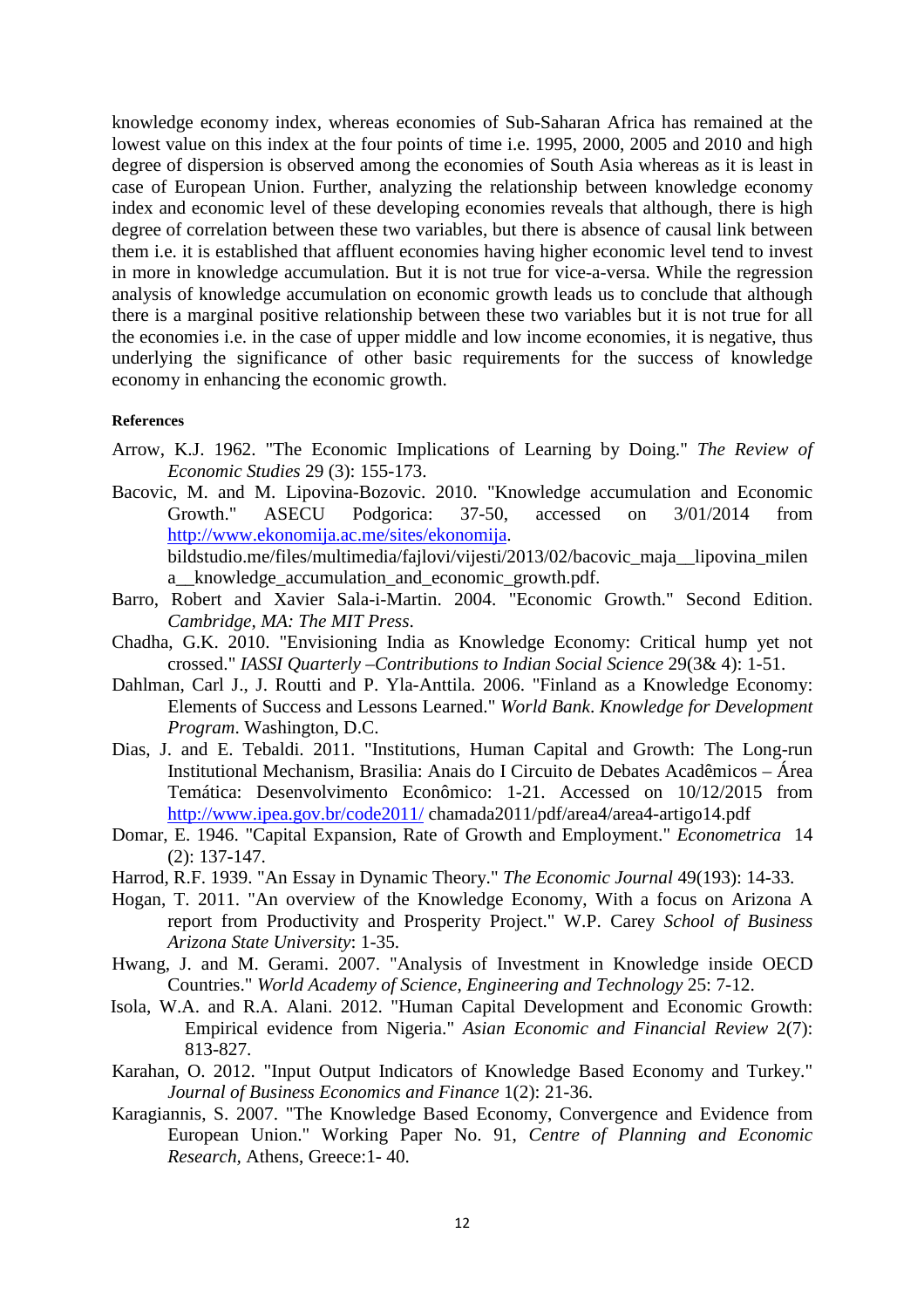knowledge economy index, whereas economies of Sub-Saharan Africa has remained at the lowest value on this index at the four points of time i.e. 1995, 2000, 2005 and 2010 and high degree of dispersion is observed among the economies of South Asia whereas as it is least in case of European Union. Further, analyzing the relationship between knowledge economy index and economic level of these developing economies reveals that although, there is high degree of correlation between these two variables, but there is absence of causal link between them i.e. it is established that affluent economies having higher economic level tend to invest in more in knowledge accumulation. But it is not true for vice-a-versa. While the regression analysis of knowledge accumulation on economic growth leads us to conclude that although there is a marginal positive relationship between these two variables but it is not true for all the economies i.e. in the case of upper middle and low income economies, it is negative, thus underlying the significance of other basic requirements for the success of knowledge economy in enhancing the economic growth.

**References**

Arrow, K.J. 1962. "The Economic Implications of Learning by Doing." *The Review of Economic Studies* 29 (3): 155-173.

Bacovic, M. and M. Lipovina-Bozovic. 2010. "Knowledge accumulation and Economic Growth." ASECU Podgorica: 37-50, accessed on 3/01/2014 from http://www.ekonomija.ac.me/sites/ekonomija. bildstudio.me/files/multimedia/fajlovi/vijesti/2013/02/bacovic_maja__lipovina_milena__knowledge_accumulation_and_economic_growth.pdf.

Barro, Robert and Xavier Sala-i-Martin. 2004. "Economic Growth." Second Edition. *Cambridge, MA: The MIT Press*.

Chadha, G.K. 2010. "Envisioning India as Knowledge Economy: Critical hump yet not crossed." *IASSI Quarterly –Contributions to Indian Social Science* 29(3& 4): 1-51.

Dahlman, Carl J., J. Routti and P. Yla-Anttila. 2006. "Finland as a Knowledge Economy: Elements of Success and Lessons Learned." *World Bank*. *Knowledge for Development Program*. Washington, D.C.

Dias, J. and E. Tebaldi. 2011. "Institutions, Human Capital and Growth: The Long-run Institutional Mechanism, Brasilia: Anais do I Circuito de Debates Acadêmicos – Área Temática: Desenvolvimento Econômico: 1-21. Accessed on 10/12/2015 from http://www.ipea.gov.br/code2011/ chamada2011/pdf/area4/area4-artigo14.pdf

Domar, E. 1946. "Capital Expansion, Rate of Growth and Employment." *Econometrica* 14 (2): 137-147.

Harrod, R.F. 1939. "An Essay in Dynamic Theory." *The Economic Journal* 49(193): 14-33.

Hogan, T. 2011. "An overview of the Knowledge Economy, With a focus on Arizona A report from Productivity and Prosperity Project." W.P. Carey *School of Business Arizona State University*: 1-35.

Hwang, J. and M. Gerami. 2007. "Analysis of Investment in Knowledge inside OECD Countries." *World Academy of Science, Engineering and Technology* 25: 7-12.

Isola, W.A. and R.A. Alani. 2012. "Human Capital Development and Economic Growth: Empirical evidence from Nigeria." *Asian Economic and Financial Review* 2(7): 813-827.

Karahan, O. 2012. "Input Output Indicators of Knowledge Based Economy and Turkey." *Journal of Business Economics and Finance* 1(2): 21-36.

Karagiannis, S. 2007. "The Knowledge Based Economy, Convergence and Evidence from European Union." Working Paper No. 91, *Centre of Planning and Economic Research,* Athens, Greece:1- 40.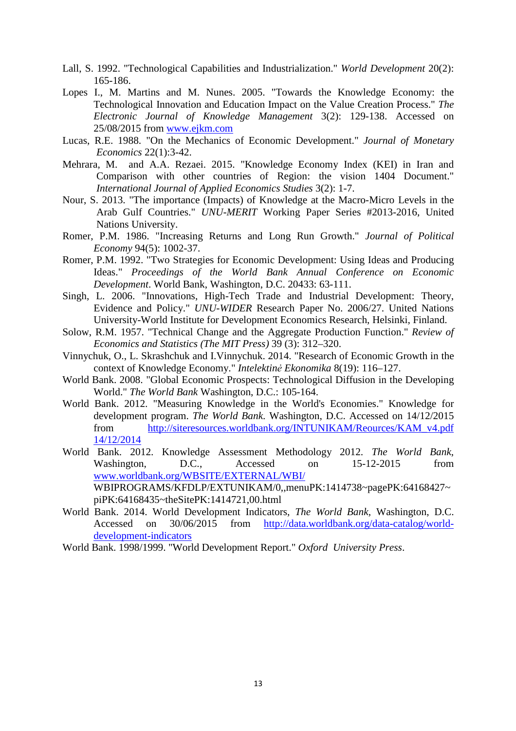Lall, S. 1992. "Technological Capabilities and Industrialization." *World Development* 20(2): 165-186.

Lopes I., M. Martins and M. Nunes. 2005. "Towards the Knowledge Economy: the Technological Innovation and Education Impact on the Value Creation Process." *The Electronic Journal of Knowledge Management* 3(2): 129-138. Accessed on 25/08/2015 from www.ejkm.com

Lucas, R.E. 1988. "On the Mechanics of Economic Development." *Journal of Monetary Economics* 22(1):3-42.

Mehrara, M. and A.A. Rezaei. 2015. "Knowledge Economy Index (KEI) in Iran and Comparison with other countries of Region: the vision 1404 Document." *International Journal of Applied Economics Studies* 3(2): 1-7.

Nour, S. 2013. "The importance (Impacts) of Knowledge at the Macro-Micro Levels in the Arab Gulf Countries." *UNU-MERIT* Working Paper Series #2013-2016, United Nations University.

Romer, P.M. 1986. "Increasing Returns and Long Run Growth." *Journal of Political Economy* 94(5): 1002-37.

Romer, P.M. 1992. "Two Strategies for Economic Development: Using Ideas and Producing Ideas." *Proceedings of the World Bank Annual Conference on Economic Development*. World Bank, Washington, D.C. 20433: 63-111.

Singh, L. 2006. "Innovations, High-Tech Trade and Industrial Development: Theory, Evidence and Policy." *UNU-WIDER* Research Paper No. 2006/27. United Nations University-World Institute for Development Economics Research, Helsinki, Finland.

Solow, R.M. 1957. "Technical Change and the Aggregate Production Function." *Review of Economics and Statistics (The MIT Press)* 39 (3): 312–320.

Vinnychuk, O., L. Skrashchuk and I.Vinnychuk. 2014. "Research of Economic Growth in the context of Knowledge Economy." *Intelektinė Ekonomika* 8(19): 116–127.

World Bank. 2008. "Global Economic Prospects: Technological Diffusion in the Developing World." *The World Bank* Washington, D.C.: 105-164.

World Bank. 2012. "Measuring Knowledge in the World's Economies." Knowledge for development program. *The World Bank*. Washington, D.C. Accessed on 14/12/2015 from http://siteresources.worldbank.org/INTUNIKAM/Reources/KAM_v4.pdf 14/12/2014

World Bank. 2012. Knowledge Assessment Methodology 2012. *The World Bank*, Washington, D.C., Accessed on 15-12-2015 from www.worldbank.org/WBSITE/EXTERNAL/WBI/ WBIPROGRAMS/KFDLP/EXTUNIKAM/0,,menuPK:1414738~pagePK:64168427~piPK:64168435~theSitePK:1414721,00.html

World Bank. 2014. World Development Indicators, *The World Bank*, Washington, D.C. Accessed on 30/06/2015 from http://data.worldbank.org/data-catalog/world-development-indicators

World Bank. 1998/1999. "World Development Report." *Oxford University Press*.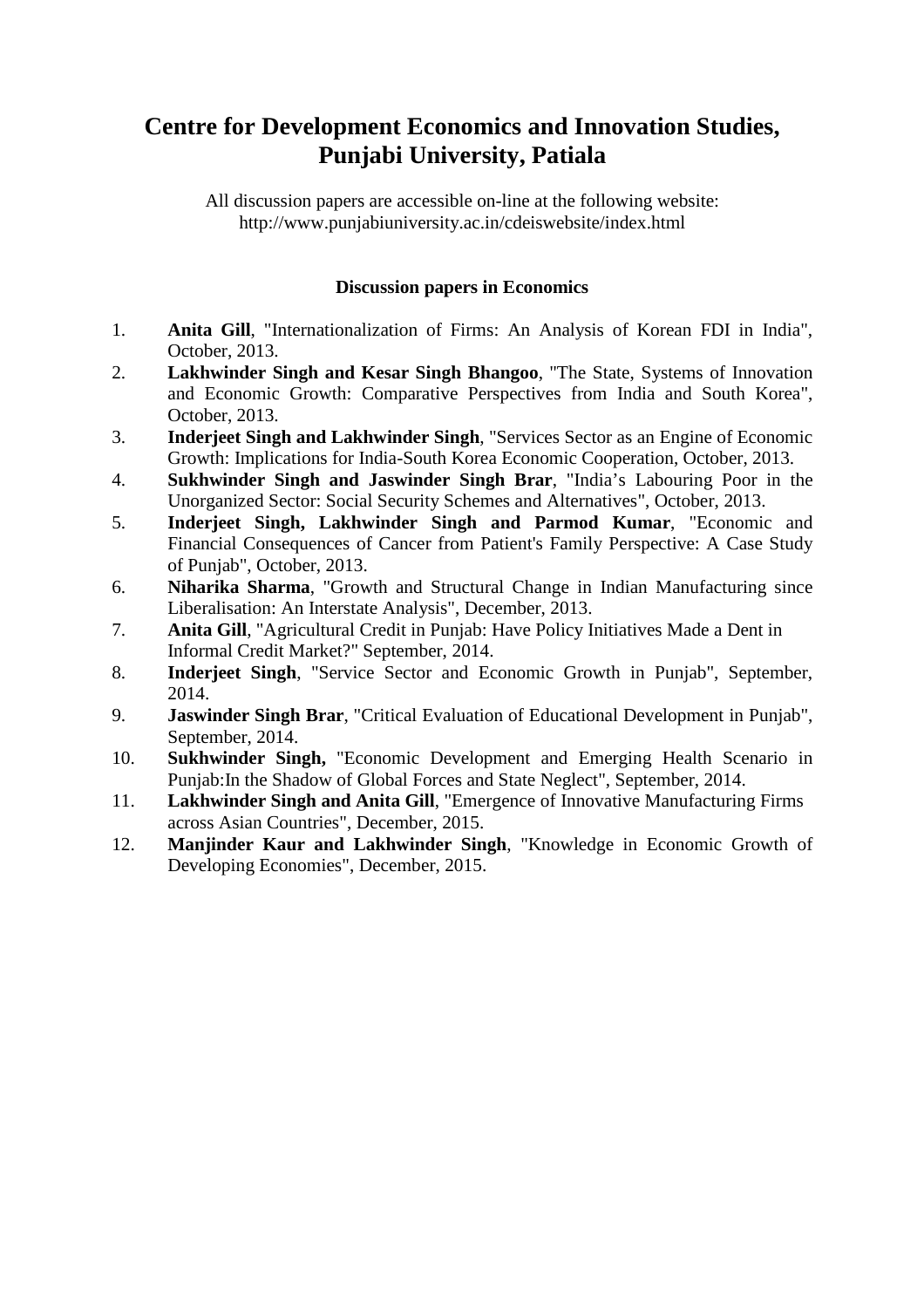# Centre for Development Economics and Innovation Studies, Punjabi University, Patiala

All discussion papers are accessible on-line at the following website:
http://www.punjabiuniversity.ac.in/cdeiswebsite/index.html

### Discussion papers in Economics

1. **Anita Gill**, "Internationalization of Firms: An Analysis of Korean FDI in India", October, 2013.
2. **Lakhwinder Singh and Kesar Singh Bhangoo**, "The State, Systems of Innovation and Economic Growth: Comparative Perspectives from India and South Korea", October, 2013.
3. **Inderjeet Singh and Lakhwinder Singh**, "Services Sector as an Engine of Economic Growth: Implications for India-South Korea Economic Cooperation, October, 2013.
4. **Sukhwinder Singh and Jaswinder Singh Brar**, "India's Labouring Poor in the Unorganized Sector: Social Security Schemes and Alternatives", October, 2013.
5. **Inderjeet Singh, Lakhwinder Singh and Parmod Kumar**, "Economic and Financial Consequences of Cancer from Patient's Family Perspective: A Case Study of Punjab", October, 2013.
6. **Niharika Sharma**, "Growth and Structural Change in Indian Manufacturing since Liberalisation: An Interstate Analysis", December, 2013.
7. **Anita Gill**, "Agricultural Credit in Punjab: Have Policy Initiatives Made a Dent in Informal Credit Market?" September, 2014.
8. **Inderjeet Singh**, "Service Sector and Economic Growth in Punjab", September, 2014.
9. **Jaswinder Singh Brar**, "Critical Evaluation of Educational Development in Punjab", September, 2014.
10. **Sukhwinder Singh,** "Economic Development and Emerging Health Scenario in Punjab:In the Shadow of Global Forces and State Neglect", September, 2014.
11. **Lakhwinder Singh and Anita Gill**, "Emergence of Innovative Manufacturing Firms across Asian Countries", December, 2015.
12. **Manjinder Kaur and Lakhwinder Singh**, "Knowledge in Economic Growth of Developing Economies", December, 2015.